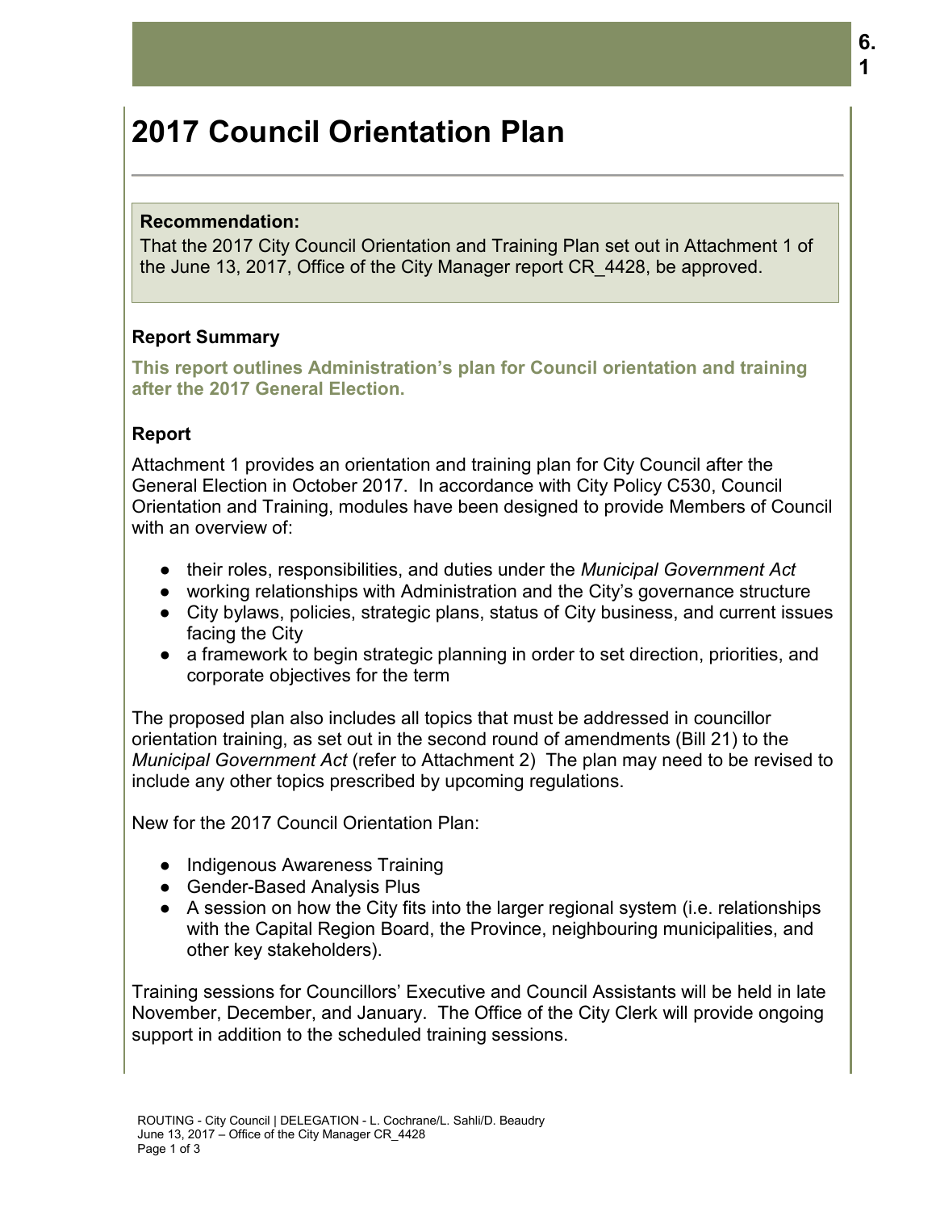# 2017 Council Orientation Plan

**Recommendation:**

That the 2017 City Council Orientation and Training Plan set out in Attachment 1 of the June 13, 2017, Office of the City Manager report CR_4428, be approved.

## Report Summary

**This report outlines Administration's plan for Council orientation and training after the 2017 General Election.**

## Report

Attachment 1 provides an orientation and training plan for City Council after the General Election in October 2017. In accordance with City Policy C530, Council Orientation and Training, modules have been designed to provide Members of Council with an overview of:

- their roles, responsibilities, and duties under the *Municipal Government Act*
- working relationships with Administration and the City's governance structure
- City bylaws, policies, strategic plans, status of City business, and current issues facing the City
- a framework to begin strategic planning in order to set direction, priorities, and corporate objectives for the term

The proposed plan also includes all topics that must be addressed in councillor orientation training, as set out in the second round of amendments (Bill 21) to the *Municipal Government Act* (refer to Attachment 2) The plan may need to be revised to include any other topics prescribed by upcoming regulations.

New for the 2017 Council Orientation Plan:

- Indigenous Awareness Training
- Gender-Based Analysis Plus
- A session on how the City fits into the larger regional system (i.e. relationships with the Capital Region Board, the Province, neighbouring municipalities, and other key stakeholders).

Training sessions for Councillors' Executive and Council Assistants will be held in late November, December, and January. The Office of the City Clerk will provide ongoing support in addition to the scheduled training sessions.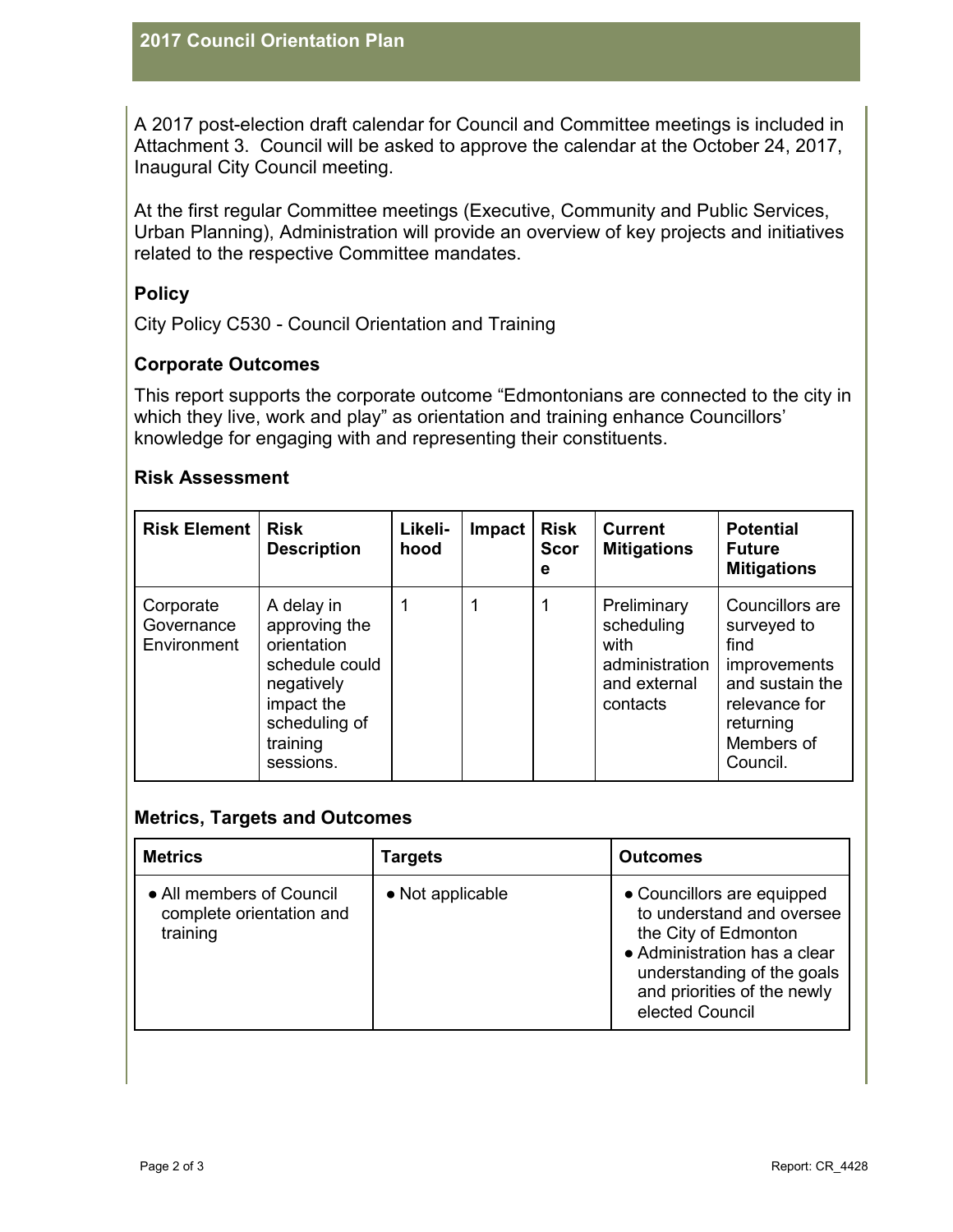A 2017 post-election draft calendar for Council and Committee meetings is included in Attachment 3. Council will be asked to approve the calendar at the October 24, 2017, Inaugural City Council meeting.

At the first regular Committee meetings (Executive, Community and Public Services, Urban Planning), Administration will provide an overview of key projects and initiatives related to the respective Committee mandates.

### Policy

City Policy C530 - Council Orientation and Training

### Corporate Outcomes

This report supports the corporate outcome "Edmontonians are connected to the city in which they live, work and play" as orientation and training enhance Councillors' knowledge for engaging with and representing their constituents.

### Risk Assessment

| Risk Element | Risk Description | Likeli-hood | Impact | Risk Score | Current Mitigations | Potential Future Mitigations |
|---|---|---|---|---|---|---|
| Corporate Governance Environment | A delay in approving the orientation schedule could negatively impact the scheduling of training sessions. | 1 | 1 | 1 | Preliminary scheduling with administration and external contacts | Councillors are surveyed to find improvements and sustain the relevance for returning Members of Council. |

### Metrics, Targets and Outcomes

| Metrics | Targets | Outcomes |
|---|---|---|
| • All members of Council complete orientation and training | • Not applicable | • Councillors are equipped to understand and oversee the City of Edmonton<br>• Administration has a clear understanding of the goals and priorities of the newly elected Council |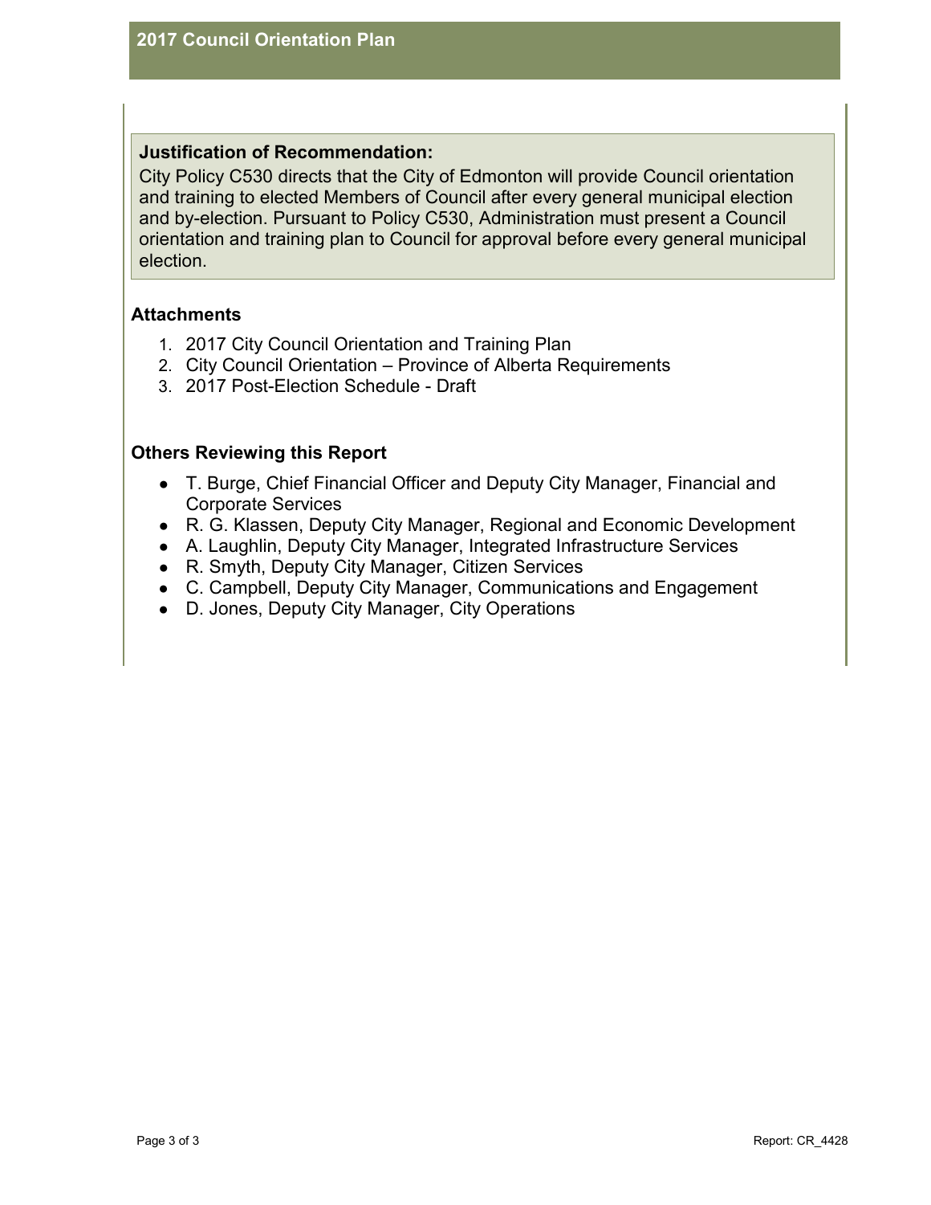### Justification of Recommendation:

City Policy C530 directs that the City of Edmonton will provide Council orientation and training to elected Members of Council after every general municipal election and by-election. Pursuant to Policy C530, Administration must present a Council orientation and training plan to Council for approval before every general municipal election.

### Attachments

1. 2017 City Council Orientation and Training Plan
2. City Council Orientation – Province of Alberta Requirements
3. 2017 Post-Election Schedule - Draft

### Others Reviewing this Report

- T. Burge, Chief Financial Officer and Deputy City Manager, Financial and Corporate Services
- R. G. Klassen, Deputy City Manager, Regional and Economic Development
- A. Laughlin, Deputy City Manager, Integrated Infrastructure Services
- R. Smyth, Deputy City Manager, Citizen Services
- C. Campbell, Deputy City Manager, Communications and Engagement
- D. Jones, Deputy City Manager, City Operations